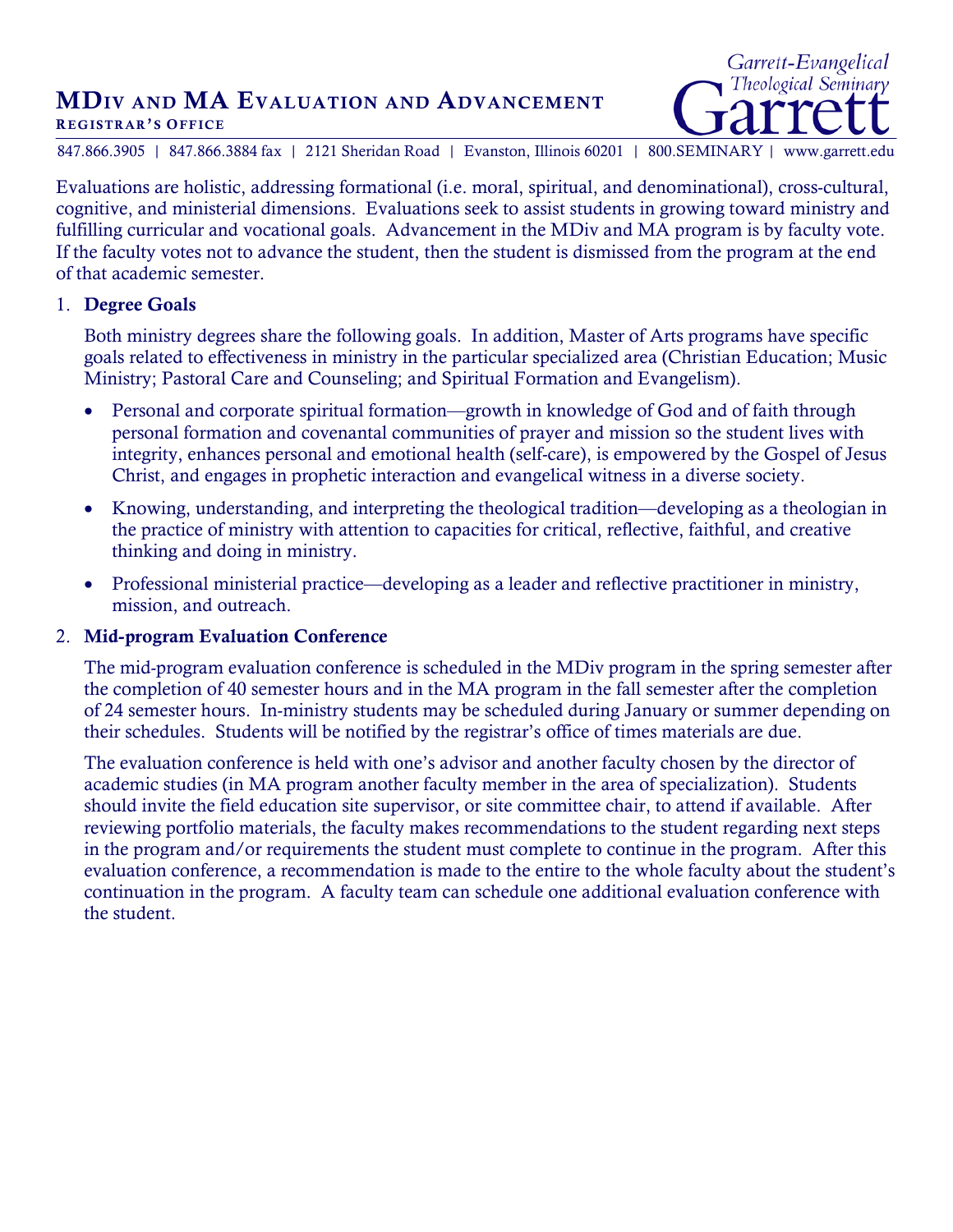# MDiv and MA Evaluation and Advancement

**Registrar's Office**

Garrett-Evangelical Theological Seminary

847.866.3905 | 847.866.3884 fax | 2121 Sheridan Road | Evanston, Illinois 60201 | 800.SEMINARY | www.garrett.edu

Evaluations are holistic, addressing formational (i.e. moral, spiritual, and denominational), cross-cultural, cognitive, and ministerial dimensions. Evaluations seek to assist students in growing toward ministry and fulfilling curricular and vocational goals. Advancement in the MDiv and MA program is by faculty vote. If the faculty votes not to advance the student, then the student is dismissed from the program at the end of that academic semester.

1. **Degree Goals**

   Both ministry degrees share the following goals. In addition, Master of Arts programs have specific goals related to effectiveness in ministry in the particular specialized area (Christian Education; Music Ministry; Pastoral Care and Counseling; and Spiritual Formation and Evangelism).

   - Personal and corporate spiritual formation—growth in knowledge of God and of faith through personal formation and covenantal communities of prayer and mission so the student lives with integrity, enhances personal and emotional health (self-care), is empowered by the Gospel of Jesus Christ, and engages in prophetic interaction and evangelical witness in a diverse society.
   - Knowing, understanding, and interpreting the theological tradition—developing as a theologian in the practice of ministry with attention to capacities for critical, reflective, faithful, and creative thinking and doing in ministry.
   - Professional ministerial practice—developing as a leader and reflective practitioner in ministry, mission, and outreach.

2. **Mid-program Evaluation Conference**

   The mid-program evaluation conference is scheduled in the MDiv program in the spring semester after the completion of 40 semester hours and in the MA program in the fall semester after the completion of 24 semester hours. In-ministry students may be scheduled during January or summer depending on their schedules. Students will be notified by the registrar's office of times materials are due.

   The evaluation conference is held with one's advisor and another faculty chosen by the director of academic studies (in MA program another faculty member in the area of specialization). Students should invite the field education site supervisor, or site committee chair, to attend if available. After reviewing portfolio materials, the faculty makes recommendations to the student regarding next steps in the program and/or requirements the student must complete to continue in the program. After this evaluation conference, a recommendation is made to the entire to the whole faculty about the student's continuation in the program. A faculty team can schedule one additional evaluation conference with the student.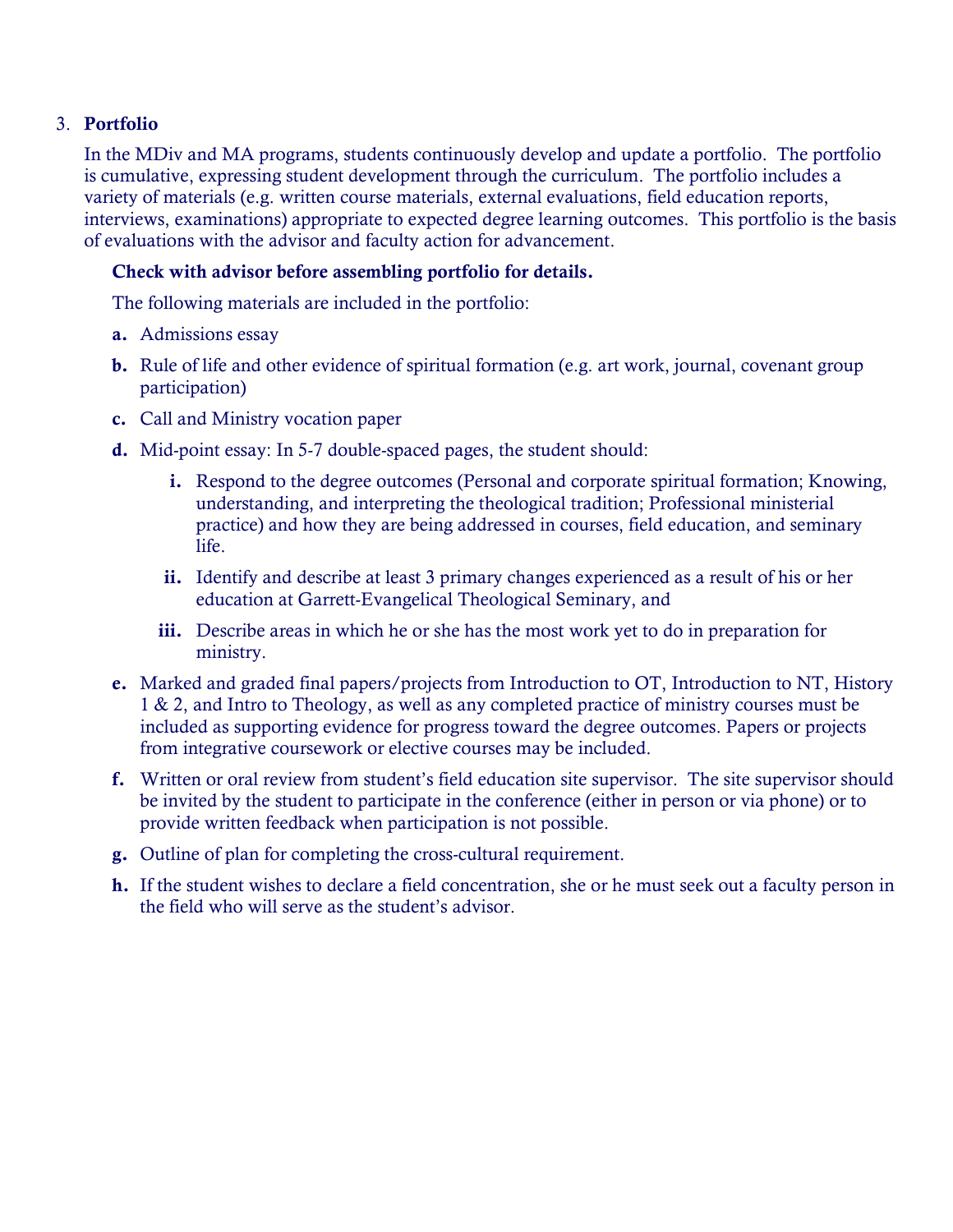3. **Portfolio**

   In the MDiv and MA programs, students continuously develop and update a portfolio. The portfolio is cumulative, expressing student development through the curriculum. The portfolio includes a variety of materials (e.g. written course materials, external evaluations, field education reports, interviews, examinations) appropriate to expected degree learning outcomes. This portfolio is the basis of evaluations with the advisor and faculty action for advancement.

   **Check with advisor before assembling portfolio for details.**

   The following materials are included in the portfolio:

   **a.** Admissions essay

   **b.** Rule of life and other evidence of spiritual formation (e.g. art work, journal, covenant group participation)

   **c.** Call and Ministry vocation paper

   **d.** Mid-point essay: In 5-7 double-spaced pages, the student should:

      **i.** Respond to the degree outcomes (Personal and corporate spiritual formation; Knowing, understanding, and interpreting the theological tradition; Professional ministerial practice) and how they are being addressed in courses, field education, and seminary life.

      **ii.** Identify and describe at least 3 primary changes experienced as a result of his or her education at Garrett-Evangelical Theological Seminary, and

      **iii.** Describe areas in which he or she has the most work yet to do in preparation for ministry.

   **e.** Marked and graded final papers/projects from Introduction to OT, Introduction to NT, History 1 & 2, and Intro to Theology, as well as any completed practice of ministry courses must be included as supporting evidence for progress toward the degree outcomes. Papers or projects from integrative coursework or elective courses may be included.

   **f.** Written or oral review from student's field education site supervisor. The site supervisor should be invited by the student to participate in the conference (either in person or via phone) or to provide written feedback when participation is not possible.

   **g.** Outline of plan for completing the cross-cultural requirement.

   **h.** If the student wishes to declare a field concentration, she or he must seek out a faculty person in the field who will serve as the student's advisor.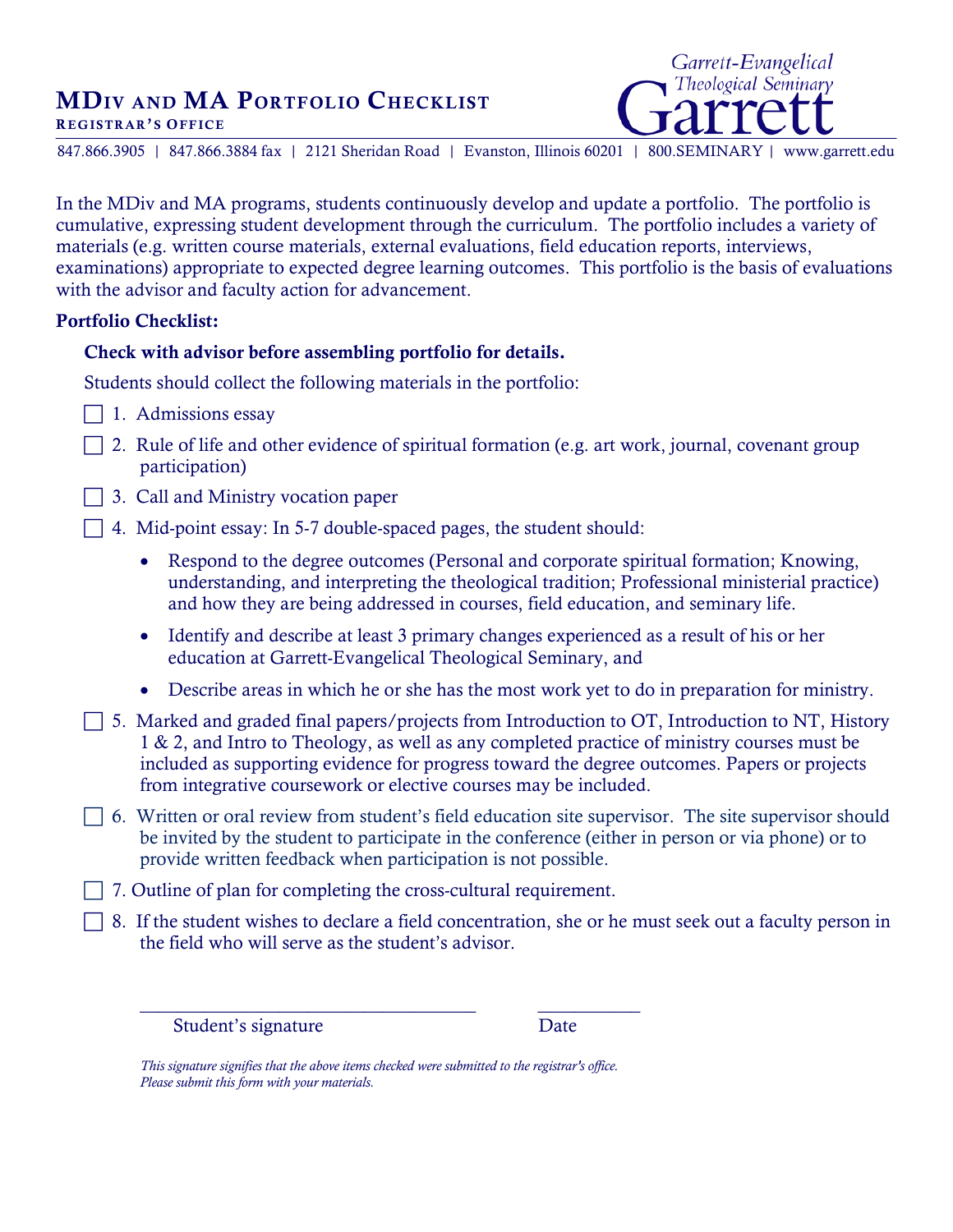# MDiv and MA Portfolio Checklist

**Registrar's Office**

Garrett-Evangelical Theological Seminary

847.866.3905 | 847.866.3884 fax | 2121 Sheridan Road | Evanston, Illinois 60201 | 800.SEMINARY | www.garrett.edu

In the MDiv and MA programs, students continuously develop and update a portfolio. The portfolio is cumulative, expressing student development through the curriculum. The portfolio includes a variety of materials (e.g. written course materials, external evaluations, field education reports, interviews, examinations) appropriate to expected degree learning outcomes. This portfolio is the basis of evaluations with the advisor and faculty action for advancement.

**Portfolio Checklist:**

**Check with advisor before assembling portfolio for details.**

Students should collect the following materials in the portfolio:

- ☐ 1. Admissions essay
- ☐ 2. Rule of life and other evidence of spiritual formation (e.g. art work, journal, covenant group participation)
- ☐ 3. Call and Ministry vocation paper
- ☐ 4. Mid-point essay: In 5-7 double-spaced pages, the student should:
  - Respond to the degree outcomes (Personal and corporate spiritual formation; Knowing, understanding, and interpreting the theological tradition; Professional ministerial practice) and how they are being addressed in courses, field education, and seminary life.
  - Identify and describe at least 3 primary changes experienced as a result of his or her education at Garrett-Evangelical Theological Seminary, and
  - Describe areas in which he or she has the most work yet to do in preparation for ministry.
- ☐ 5. Marked and graded final papers/projects from Introduction to OT, Introduction to NT, History 1 & 2, and Intro to Theology, as well as any completed practice of ministry courses must be included as supporting evidence for progress toward the degree outcomes. Papers or projects from integrative coursework or elective courses may be included.
- ☐ 6. Written or oral review from student's field education site supervisor. The site supervisor should be invited by the student to participate in the conference (either in person or via phone) or to provide written feedback when participation is not possible.
- ☐ 7. Outline of plan for completing the cross-cultural requirement.
- ☐ 8. If the student wishes to declare a field concentration, she or he must seek out a faculty person in the field who will serve as the student's advisor.

\_\_\_\_\_\_\_\_\_\_\_\_\_\_\_\_\_\_\_\_\_\_\_\_\_\_\_\_\_\_\_\_\_\_\_ \_\_\_\_\_\_\_\_\_\_\_\_

Student's signature Date

*This signature signifies that the above items checked were submitted to the registrar's office. Please submit this form with your materials.*